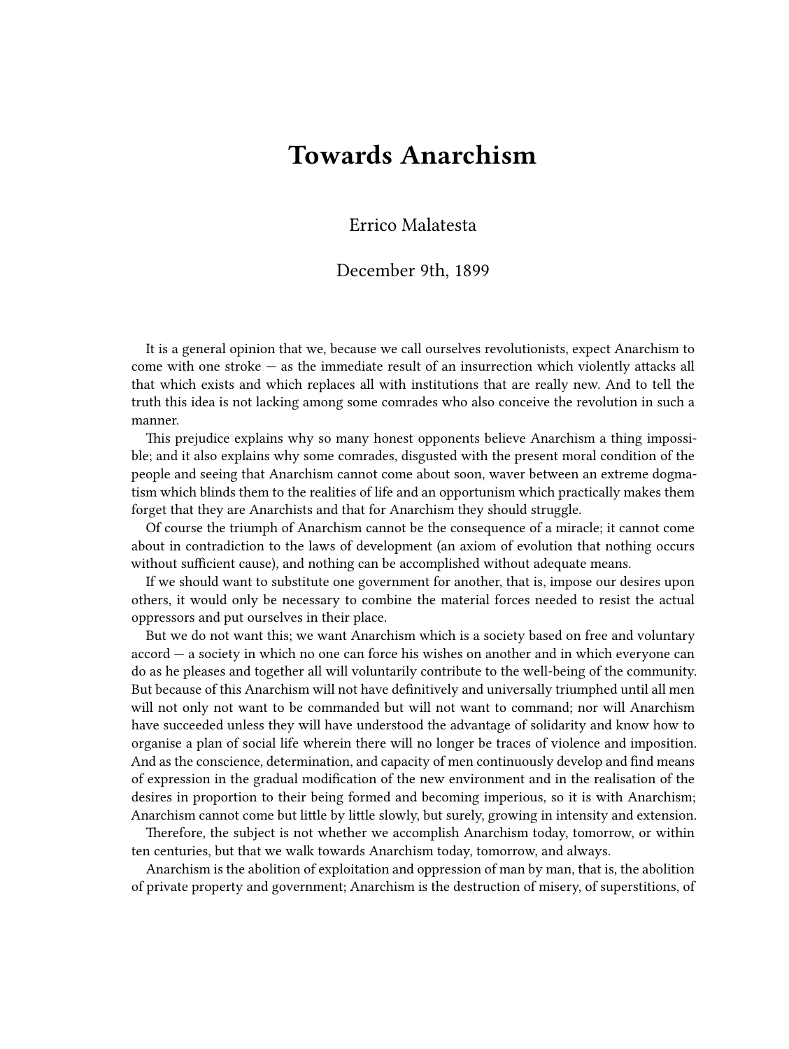# Towards Anarchism

Errico Malatesta

December 9th, 1899

It is a general opinion that we, because we call ourselves revolutionists, expect Anarchism to come with one stroke — as the immediate result of an insurrection which violently attacks all that which exists and which replaces all with institutions that are really new. And to tell the truth this idea is not lacking among some comrades who also conceive the revolution in such a manner.

This prejudice explains why so many honest opponents believe Anarchism a thing impossible; and it also explains why some comrades, disgusted with the present moral condition of the people and seeing that Anarchism cannot come about soon, waver between an extreme dogmatism which blinds them to the realities of life and an opportunism which practically makes them forget that they are Anarchists and that for Anarchism they should struggle.

Of course the triumph of Anarchism cannot be the consequence of a miracle; it cannot come about in contradiction to the laws of development (an axiom of evolution that nothing occurs without sufficient cause), and nothing can be accomplished without adequate means.

If we should want to substitute one government for another, that is, impose our desires upon others, it would only be necessary to combine the material forces needed to resist the actual oppressors and put ourselves in their place.

But we do not want this; we want Anarchism which is a society based on free and voluntary accord — a society in which no one can force his wishes on another and in which everyone can do as he pleases and together all will voluntarily contribute to the well-being of the community. But because of this Anarchism will not have definitively and universally triumphed until all men will not only not want to be commanded but will not want to command; nor will Anarchism have succeeded unless they will have understood the advantage of solidarity and know how to organise a plan of social life wherein there will no longer be traces of violence and imposition. And as the conscience, determination, and capacity of men continuously develop and find means of expression in the gradual modification of the new environment and in the realisation of the desires in proportion to their being formed and becoming imperious, so it is with Anarchism; Anarchism cannot come but little by little slowly, but surely, growing in intensity and extension.

Therefore, the subject is not whether we accomplish Anarchism today, tomorrow, or within ten centuries, but that we walk towards Anarchism today, tomorrow, and always.

Anarchism is the abolition of exploitation and oppression of man by man, that is, the abolition of private property and government; Anarchism is the destruction of misery, of superstitions, of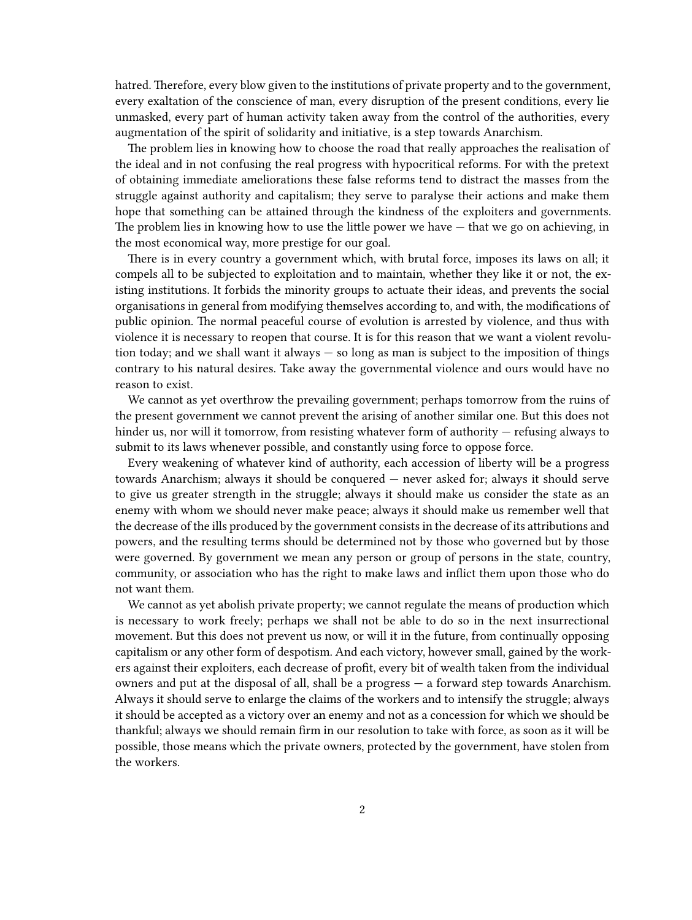hatred. Therefore, every blow given to the institutions of private property and to the government, every exaltation of the conscience of man, every disruption of the present conditions, every lie unmasked, every part of human activity taken away from the control of the authorities, every augmentation of the spirit of solidarity and initiative, is a step towards Anarchism.

The problem lies in knowing how to choose the road that really approaches the realisation of the ideal and in not confusing the real progress with hypocritical reforms. For with the pretext of obtaining immediate ameliorations these false reforms tend to distract the masses from the struggle against authority and capitalism; they serve to paralyse their actions and make them hope that something can be attained through the kindness of the exploiters and governments. The problem lies in knowing how to use the little power we have — that we go on achieving, in the most economical way, more prestige for our goal.

There is in every country a government which, with brutal force, imposes its laws on all; it compels all to be subjected to exploitation and to maintain, whether they like it or not, the existing institutions. It forbids the minority groups to actuate their ideas, and prevents the social organisations in general from modifying themselves according to, and with, the modifications of public opinion. The normal peaceful course of evolution is arrested by violence, and thus with violence it is necessary to reopen that course. It is for this reason that we want a violent revolution today; and we shall want it always — so long as man is subject to the imposition of things contrary to his natural desires. Take away the governmental violence and ours would have no reason to exist.

We cannot as yet overthrow the prevailing government; perhaps tomorrow from the ruins of the present government we cannot prevent the arising of another similar one. But this does not hinder us, nor will it tomorrow, from resisting whatever form of authority — refusing always to submit to its laws whenever possible, and constantly using force to oppose force.

Every weakening of whatever kind of authority, each accession of liberty will be a progress towards Anarchism; always it should be conquered — never asked for; always it should serve to give us greater strength in the struggle; always it should make us consider the state as an enemy with whom we should never make peace; always it should make us remember well that the decrease of the ills produced by the government consists in the decrease of its attributions and powers, and the resulting terms should be determined not by those who governed but by those were governed. By government we mean any person or group of persons in the state, country, community, or association who has the right to make laws and inflict them upon those who do not want them.

We cannot as yet abolish private property; we cannot regulate the means of production which is necessary to work freely; perhaps we shall not be able to do so in the next insurrectional movement. But this does not prevent us now, or will it in the future, from continually opposing capitalism or any other form of despotism. And each victory, however small, gained by the workers against their exploiters, each decrease of profit, every bit of wealth taken from the individual owners and put at the disposal of all, shall be a progress — a forward step towards Anarchism. Always it should serve to enlarge the claims of the workers and to intensify the struggle; always it should be accepted as a victory over an enemy and not as a concession for which we should be thankful; always we should remain firm in our resolution to take with force, as soon as it will be possible, those means which the private owners, protected by the government, have stolen from the workers.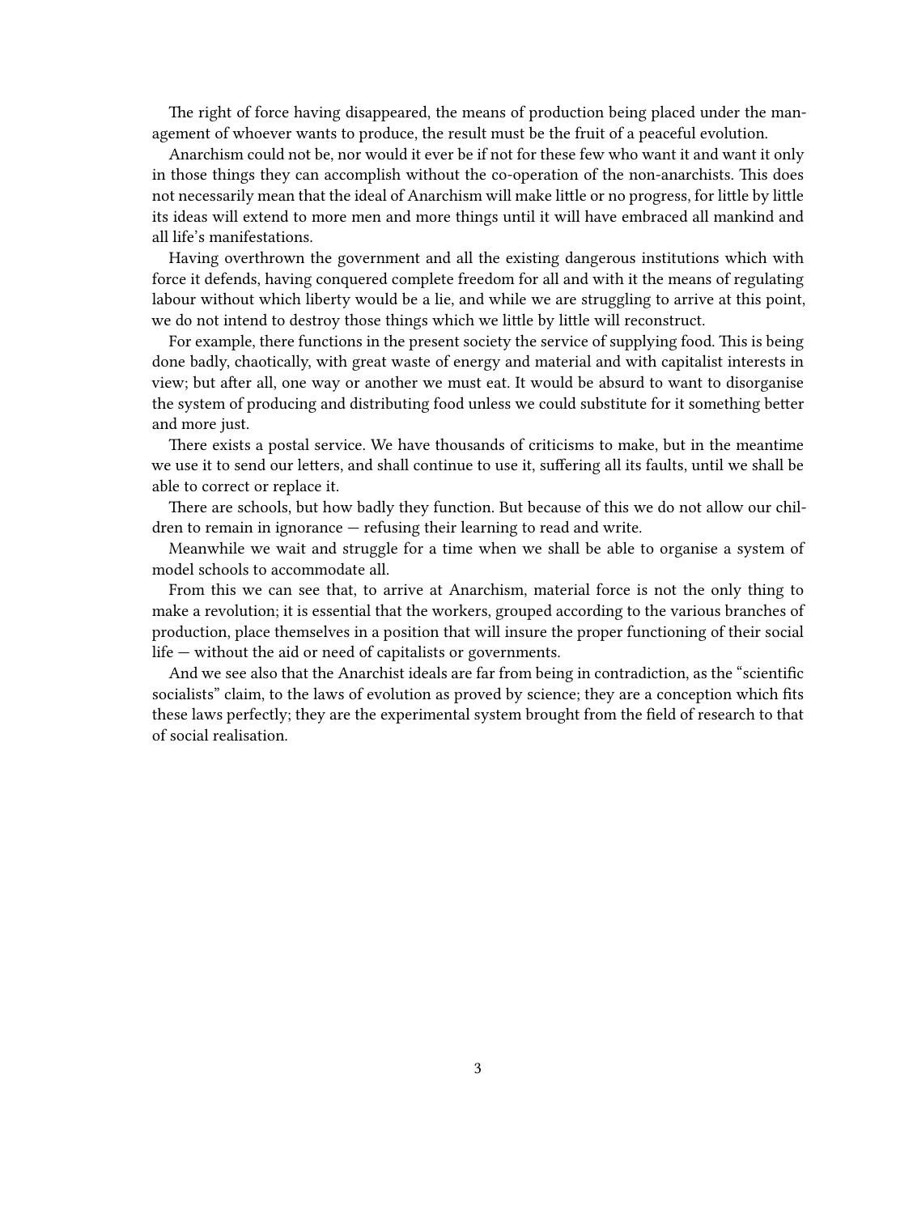The right of force having disappeared, the means of production being placed under the management of whoever wants to produce, the result must be the fruit of a peaceful evolution.

Anarchism could not be, nor would it ever be if not for these few who want it and want it only in those things they can accomplish without the co-operation of the non-anarchists. This does not necessarily mean that the ideal of Anarchism will make little or no progress, for little by little its ideas will extend to more men and more things until it will have embraced all mankind and all life's manifestations.

Having overthrown the government and all the existing dangerous institutions which with force it defends, having conquered complete freedom for all and with it the means of regulating labour without which liberty would be a lie, and while we are struggling to arrive at this point, we do not intend to destroy those things which we little by little will reconstruct.

For example, there functions in the present society the service of supplying food. This is being done badly, chaotically, with great waste of energy and material and with capitalist interests in view; but after all, one way or another we must eat. It would be absurd to want to disorganise the system of producing and distributing food unless we could substitute for it something better and more just.

There exists a postal service. We have thousands of criticisms to make, but in the meantime we use it to send our letters, and shall continue to use it, suffering all its faults, until we shall be able to correct or replace it.

There are schools, but how badly they function. But because of this we do not allow our children to remain in ignorance — refusing their learning to read and write.

Meanwhile we wait and struggle for a time when we shall be able to organise a system of model schools to accommodate all.

From this we can see that, to arrive at Anarchism, material force is not the only thing to make a revolution; it is essential that the workers, grouped according to the various branches of production, place themselves in a position that will insure the proper functioning of their social life — without the aid or need of capitalists or governments.

And we see also that the Anarchist ideals are far from being in contradiction, as the "scientific socialists" claim, to the laws of evolution as proved by science; they are a conception which fits these laws perfectly; they are the experimental system brought from the field of research to that of social realisation.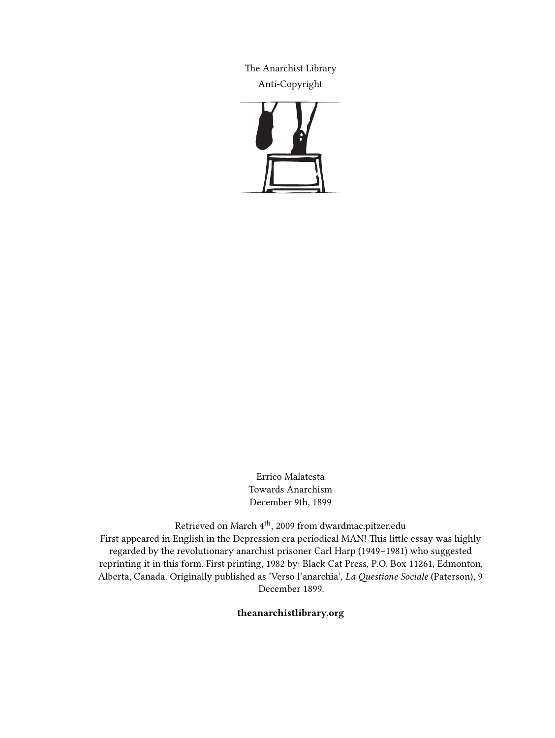The Anarchist Library
Anti-Copyright

Errico Malatesta
Towards Anarchism
December 9th, 1899

Retrieved on March 4$^{th}$, 2009 from dwardmac.pitzer.edu
First appeared in English in the Depression era periodical MAN! This little essay was highly regarded by the revolutionary anarchist prisoner Carl Harp (1949–1981) who suggested reprinting it in this form. First printing, 1982 by: Black Cat Press, P.O. Box 11261, Edmonton, Alberta, Canada. Originally published as 'Verso l'anarchia', *La Questione Sociale* (Paterson), 9 December 1899.

**theanarchistlibrary.org**